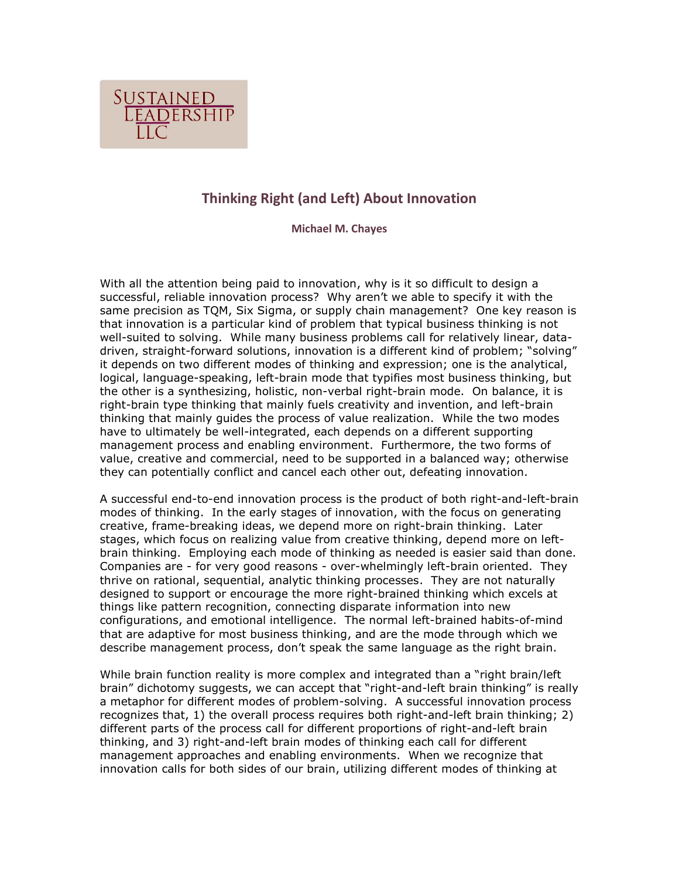SUSTAINED LEADERSHIP LLC

# Thinking Right (and Left) About Innovation

**Michael M. Chayes**

With all the attention being paid to innovation, why is it so difficult to design a successful, reliable innovation process? Why aren't we able to specify it with the same precision as TQM, Six Sigma, or supply chain management? One key reason is that innovation is a particular kind of problem that typical business thinking is not well-suited to solving. While many business problems call for relatively linear, data-driven, straight-forward solutions, innovation is a different kind of problem; "solving" it depends on two different modes of thinking and expression; one is the analytical, logical, language-speaking, left-brain mode that typifies most business thinking, but the other is a synthesizing, holistic, non-verbal right-brain mode. On balance, it is right-brain type thinking that mainly fuels creativity and invention, and left-brain thinking that mainly guides the process of value realization. While the two modes have to ultimately be well-integrated, each depends on a different supporting management process and enabling environment. Furthermore, the two forms of value, creative and commercial, need to be supported in a balanced way; otherwise they can potentially conflict and cancel each other out, defeating innovation.

A successful end-to-end innovation process is the product of both right-and-left-brain modes of thinking. In the early stages of innovation, with the focus on generating creative, frame-breaking ideas, we depend more on right-brain thinking. Later stages, which focus on realizing value from creative thinking, depend more on left-brain thinking. Employing each mode of thinking as needed is easier said than done. Companies are - for very good reasons - over-whelmingly left-brain oriented. They thrive on rational, sequential, analytic thinking processes. They are not naturally designed to support or encourage the more right-brained thinking which excels at things like pattern recognition, connecting disparate information into new configurations, and emotional intelligence. The normal left-brained habits-of-mind that are adaptive for most business thinking, and are the mode through which we describe management process, don't speak the same language as the right brain.

While brain function reality is more complex and integrated than a "right brain/left brain" dichotomy suggests, we can accept that "right-and-left brain thinking" is really a metaphor for different modes of problem-solving. A successful innovation process recognizes that, 1) the overall process requires both right-and-left brain thinking; 2) different parts of the process call for different proportions of right-and-left brain thinking, and 3) right-and-left brain modes of thinking each call for different management approaches and enabling environments. When we recognize that innovation calls for both sides of our brain, utilizing different modes of thinking at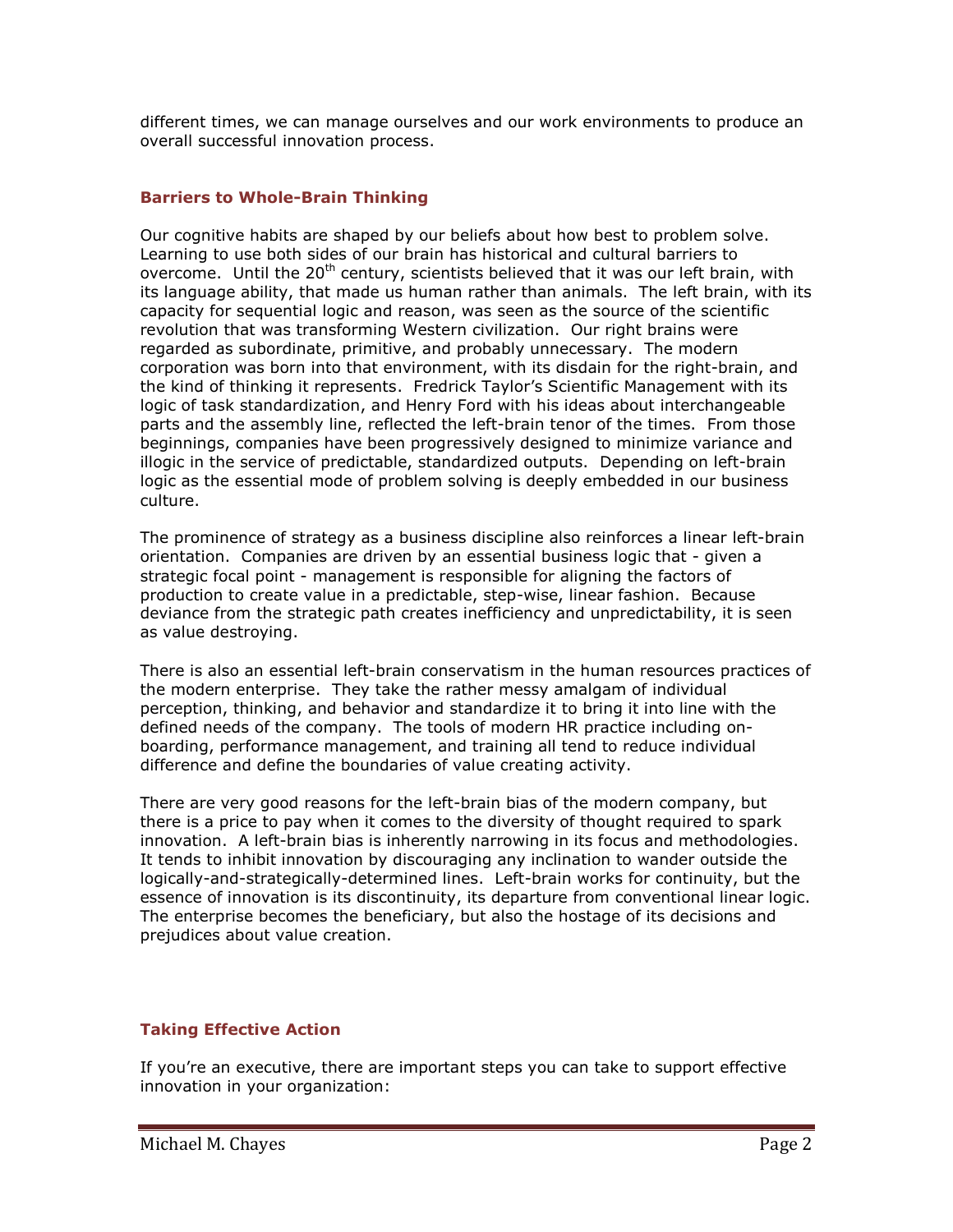different times, we can manage ourselves and our work environments to produce an overall successful innovation process.

## Barriers to Whole-Brain Thinking

Our cognitive habits are shaped by our beliefs about how best to problem solve. Learning to use both sides of our brain has historical and cultural barriers to overcome. Until the 20th century, scientists believed that it was our left brain, with its language ability, that made us human rather than animals. The left brain, with its capacity for sequential logic and reason, was seen as the source of the scientific revolution that was transforming Western civilization. Our right brains were regarded as subordinate, primitive, and probably unnecessary. The modern corporation was born into that environment, with its disdain for the right-brain, and the kind of thinking it represents. Fredrick Taylor's Scientific Management with its logic of task standardization, and Henry Ford with his ideas about interchangeable parts and the assembly line, reflected the left-brain tenor of the times. From those beginnings, companies have been progressively designed to minimize variance and illogic in the service of predictable, standardized outputs. Depending on left-brain logic as the essential mode of problem solving is deeply embedded in our business culture.

The prominence of strategy as a business discipline also reinforces a linear left-brain orientation. Companies are driven by an essential business logic that - given a strategic focal point - management is responsible for aligning the factors of production to create value in a predictable, step-wise, linear fashion. Because deviance from the strategic path creates inefficiency and unpredictability, it is seen as value destroying.

There is also an essential left-brain conservatism in the human resources practices of the modern enterprise. They take the rather messy amalgam of individual perception, thinking, and behavior and standardize it to bring it into line with the defined needs of the company. The tools of modern HR practice including on-boarding, performance management, and training all tend to reduce individual difference and define the boundaries of value creating activity.

There are very good reasons for the left-brain bias of the modern company, but there is a price to pay when it comes to the diversity of thought required to spark innovation. A left-brain bias is inherently narrowing in its focus and methodologies. It tends to inhibit innovation by discouraging any inclination to wander outside the logically-and-strategically-determined lines. Left-brain works for continuity, but the essence of innovation is its discontinuity, its departure from conventional linear logic. The enterprise becomes the beneficiary, but also the hostage of its decisions and prejudices about value creation.

## Taking Effective Action

If you're an executive, there are important steps you can take to support effective innovation in your organization: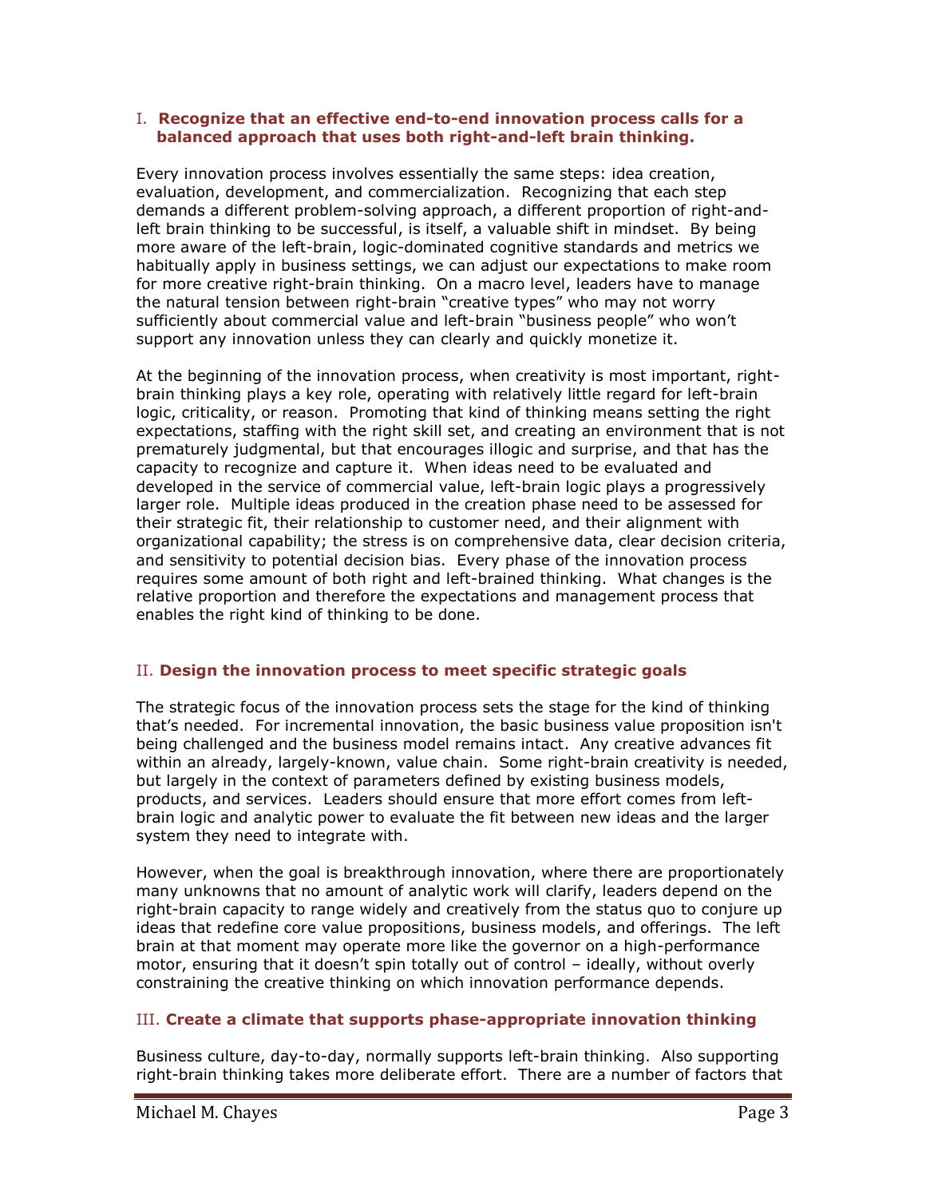## I. Recognize that an effective end-to-end innovation process calls for a balanced approach that uses both right-and-left brain thinking.

Every innovation process involves essentially the same steps: idea creation, evaluation, development, and commercialization. Recognizing that each step demands a different problem-solving approach, a different proportion of right-and-left brain thinking to be successful, is itself, a valuable shift in mindset. By being more aware of the left-brain, logic-dominated cognitive standards and metrics we habitually apply in business settings, we can adjust our expectations to make room for more creative right-brain thinking. On a macro level, leaders have to manage the natural tension between right-brain "creative types" who may not worry sufficiently about commercial value and left-brain "business people" who won't support any innovation unless they can clearly and quickly monetize it.

At the beginning of the innovation process, when creativity is most important, right-brain thinking plays a key role, operating with relatively little regard for left-brain logic, criticality, or reason. Promoting that kind of thinking means setting the right expectations, staffing with the right skill set, and creating an environment that is not prematurely judgmental, but that encourages illogic and surprise, and that has the capacity to recognize and capture it. When ideas need to be evaluated and developed in the service of commercial value, left-brain logic plays a progressively larger role. Multiple ideas produced in the creation phase need to be assessed for their strategic fit, their relationship to customer need, and their alignment with organizational capability; the stress is on comprehensive data, clear decision criteria, and sensitivity to potential decision bias. Every phase of the innovation process requires some amount of both right and left-brained thinking. What changes is the relative proportion and therefore the expectations and management process that enables the right kind of thinking to be done.

## II. Design the innovation process to meet specific strategic goals

The strategic focus of the innovation process sets the stage for the kind of thinking that's needed. For incremental innovation, the basic business value proposition isn't being challenged and the business model remains intact. Any creative advances fit within an already, largely-known, value chain. Some right-brain creativity is needed, but largely in the context of parameters defined by existing business models, products, and services. Leaders should ensure that more effort comes from left-brain logic and analytic power to evaluate the fit between new ideas and the larger system they need to integrate with.

However, when the goal is breakthrough innovation, where there are proportionately many unknowns that no amount of analytic work will clarify, leaders depend on the right-brain capacity to range widely and creatively from the status quo to conjure up ideas that redefine core value propositions, business models, and offerings. The left brain at that moment may operate more like the governor on a high-performance motor, ensuring that it doesn't spin totally out of control – ideally, without overly constraining the creative thinking on which innovation performance depends.

## III. Create a climate that supports phase-appropriate innovation thinking

Business culture, day-to-day, normally supports left-brain thinking. Also supporting right-brain thinking takes more deliberate effort. There are a number of factors that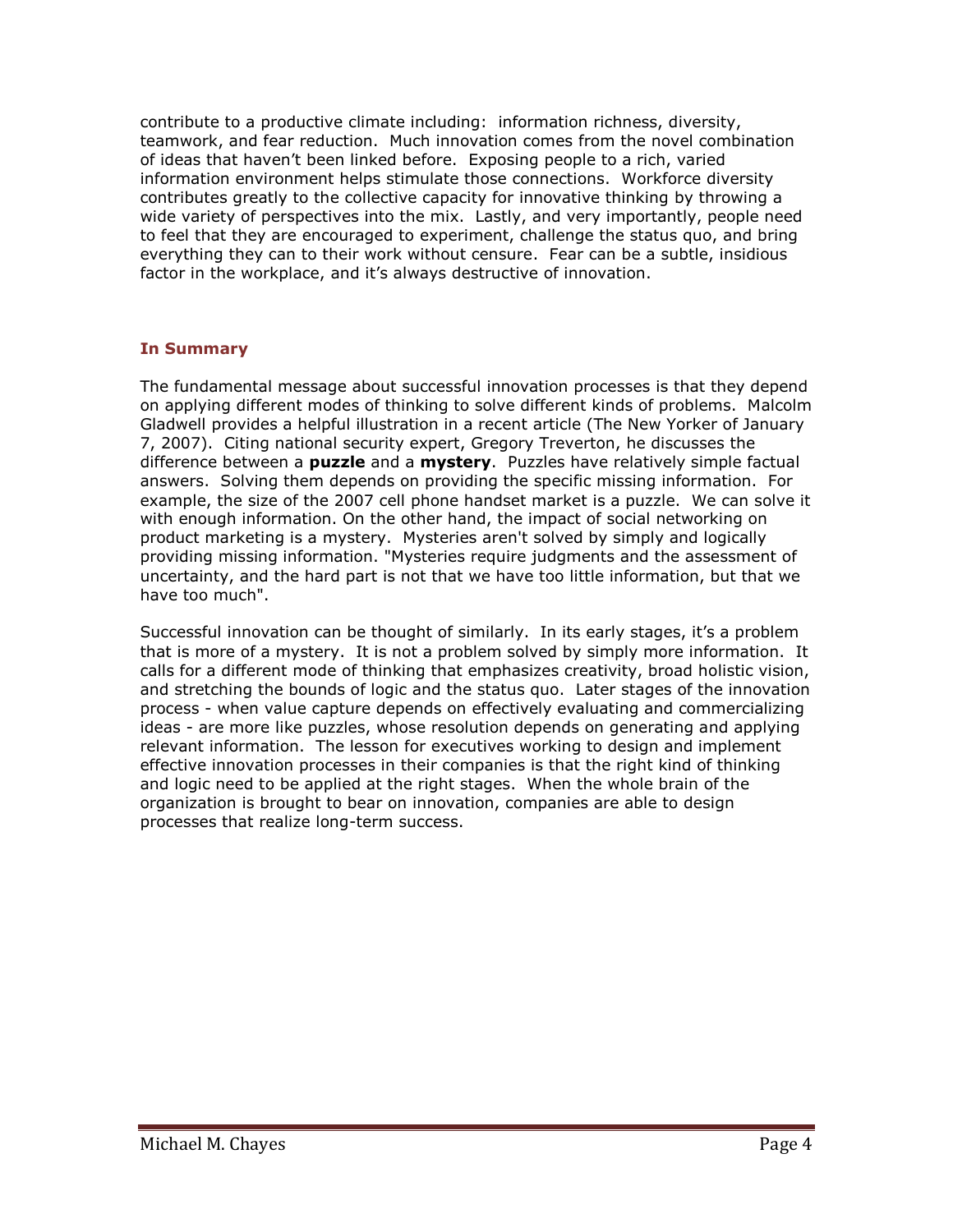contribute to a productive climate including: information richness, diversity, teamwork, and fear reduction. Much innovation comes from the novel combination of ideas that haven't been linked before. Exposing people to a rich, varied information environment helps stimulate those connections. Workforce diversity contributes greatly to the collective capacity for innovative thinking by throwing a wide variety of perspectives into the mix. Lastly, and very importantly, people need to feel that they are encouraged to experiment, challenge the status quo, and bring everything they can to their work without censure. Fear can be a subtle, insidious factor in the workplace, and it's always destructive of innovation.

## In Summary

The fundamental message about successful innovation processes is that they depend on applying different modes of thinking to solve different kinds of problems. Malcolm Gladwell provides a helpful illustration in a recent article (The New Yorker of January 7, 2007). Citing national security expert, Gregory Treverton, he discusses the difference between a **puzzle** and a **mystery**. Puzzles have relatively simple factual answers. Solving them depends on providing the specific missing information. For example, the size of the 2007 cell phone handset market is a puzzle. We can solve it with enough information. On the other hand, the impact of social networking on product marketing is a mystery. Mysteries aren't solved by simply and logically providing missing information. "Mysteries require judgments and the assessment of uncertainty, and the hard part is not that we have too little information, but that we have too much".

Successful innovation can be thought of similarly. In its early stages, it's a problem that is more of a mystery. It is not a problem solved by simply more information. It calls for a different mode of thinking that emphasizes creativity, broad holistic vision, and stretching the bounds of logic and the status quo. Later stages of the innovation process - when value capture depends on effectively evaluating and commercializing ideas - are more like puzzles, whose resolution depends on generating and applying relevant information. The lesson for executives working to design and implement effective innovation processes in their companies is that the right kind of thinking and logic need to be applied at the right stages. When the whole brain of the organization is brought to bear on innovation, companies are able to design processes that realize long-term success.